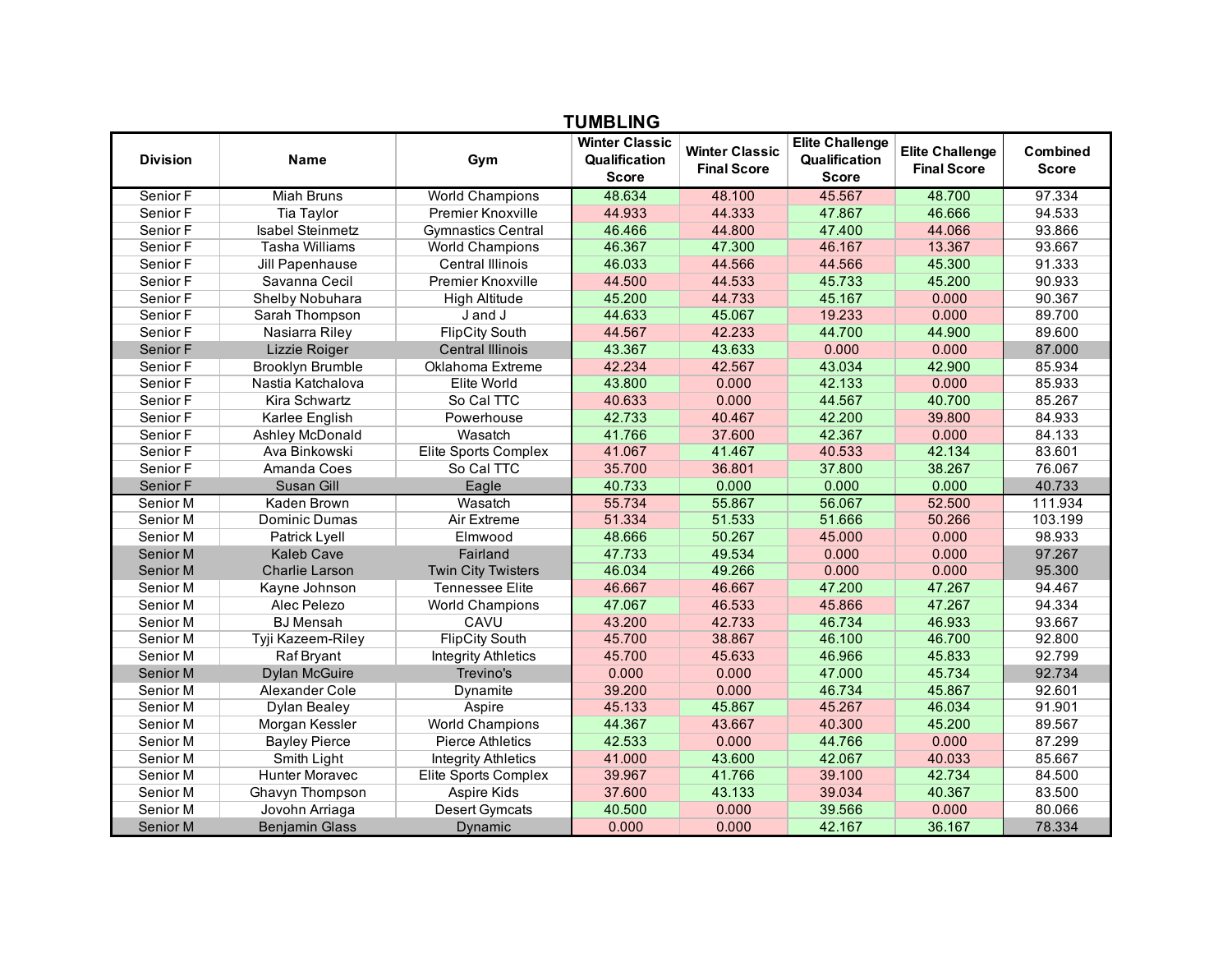## TUMBLING

| Division | Name | Gym | Winter Classic Qualification Score | Winter Classic Final Score | Elite Challenge Qualification Score | Elite Challenge Final Score | Combined Score |
|---|---|---|---|---|---|---|---|
| Senior F | Miah Bruns | World Champions | 48.634 | 48.100 | 45.567 | 48.700 | 97.334 |
| Senior F | Tia Taylor | Premier Knoxville | 44.933 | 44.333 | 47.867 | 46.666 | 94.533 |
| Senior F | Isabel Steinmetz | Gymnastics Central | 46.466 | 44.800 | 47.400 | 44.066 | 93.866 |
| Senior F | Tasha Williams | World Champions | 46.367 | 47.300 | 46.167 | 13.367 | 93.667 |
| Senior F | Jill Papenhause | Central Illinois | 46.033 | 44.566 | 44.566 | 45.300 | 91.333 |
| Senior F | Savanna Cecil | Premier Knoxville | 44.500 | 44.533 | 45.733 | 45.200 | 90.933 |
| Senior F | Shelby Nobuhara | High Altitude | 45.200 | 44.733 | 45.167 | 0.000 | 90.367 |
| Senior F | Sarah Thompson | J and J | 44.633 | 45.067 | 19.233 | 0.000 | 89.700 |
| Senior F | Nasiarra Riley | FlipCity South | 44.567 | 42.233 | 44.700 | 44.900 | 89.600 |
| Senior F | Lizzie Roiger | Central Illinois | 43.367 | 43.633 | 0.000 | 0.000 | 87.000 |
| Senior F | Brooklyn Brumble | Oklahoma Extreme | 42.234 | 42.567 | 43.034 | 42.900 | 85.934 |
| Senior F | Nastia Katchalova | Elite World | 43.800 | 0.000 | 42.133 | 0.000 | 85.933 |
| Senior F | Kira Schwartz | So Cal TTC | 40.633 | 0.000 | 44.567 | 40.700 | 85.267 |
| Senior F | Karlee English | Powerhouse | 42.733 | 40.467 | 42.200 | 39.800 | 84.933 |
| Senior F | Ashley McDonald | Wasatch | 41.766 | 37.600 | 42.367 | 0.000 | 84.133 |
| Senior F | Ava Binkowski | Elite Sports Complex | 41.067 | 41.467 | 40.533 | 42.134 | 83.601 |
| Senior F | Amanda Coes | So Cal TTC | 35.700 | 36.801 | 37.800 | 38.267 | 76.067 |
| Senior F | Susan Gill | Eagle | 40.733 | 0.000 | 0.000 | 0.000 | 40.733 |
| Senior M | Kaden Brown | Wasatch | 55.734 | 55.867 | 56.067 | 52.500 | 111.934 |
| Senior M | Dominic Dumas | Air Extreme | 51.334 | 51.533 | 51.666 | 50.266 | 103.199 |
| Senior M | Patrick Lyell | Elmwood | 48.666 | 50.267 | 45.000 | 0.000 | 98.933 |
| Senior M | Kaleb Cave | Fairland | 47.733 | 49.534 | 0.000 | 0.000 | 97.267 |
| Senior M | Charlie Larson | Twin City Twisters | 46.034 | 49.266 | 0.000 | 0.000 | 95.300 |
| Senior M | Kayne Johnson | Tennessee Elite | 46.667 | 46.667 | 47.200 | 47.267 | 94.467 |
| Senior M | Alec Pelezo | World Champions | 47.067 | 46.533 | 45.866 | 47.267 | 94.334 |
| Senior M | BJ Mensah | CAVU | 43.200 | 42.733 | 46.734 | 46.933 | 93.667 |
| Senior M | Tyji Kazeem-Riley | FlipCity South | 45.700 | 38.867 | 46.100 | 46.700 | 92.800 |
| Senior M | Raf Bryant | Integrity Athletics | 45.700 | 45.633 | 46.966 | 45.833 | 92.799 |
| Senior M | Dylan McGuire | Trevino's | 0.000 | 0.000 | 47.000 | 45.734 | 92.734 |
| Senior M | Alexander Cole | Dynamite | 39.200 | 0.000 | 46.734 | 45.867 | 92.601 |
| Senior M | Dylan Bealey | Aspire | 45.133 | 45.867 | 45.267 | 46.034 | 91.901 |
| Senior M | Morgan Kessler | World Champions | 44.367 | 43.667 | 40.300 | 45.200 | 89.567 |
| Senior M | Bayley Pierce | Pierce Athletics | 42.533 | 0.000 | 44.766 | 0.000 | 87.299 |
| Senior M | Smith Light | Integrity Athletics | 41.000 | 43.600 | 42.067 | 40.033 | 85.667 |
| Senior M | Hunter Moravec | Elite Sports Complex | 39.967 | 41.766 | 39.100 | 42.734 | 84.500 |
| Senior M | Ghavyn Thompson | Aspire Kids | 37.600 | 43.133 | 39.034 | 40.367 | 83.500 |
| Senior M | Jovohn Arriaga | Desert Gymcats | 40.500 | 0.000 | 39.566 | 0.000 | 80.066 |
| Senior M | Benjamin Glass | Dynamic | 0.000 | 0.000 | 42.167 | 36.167 | 78.334 |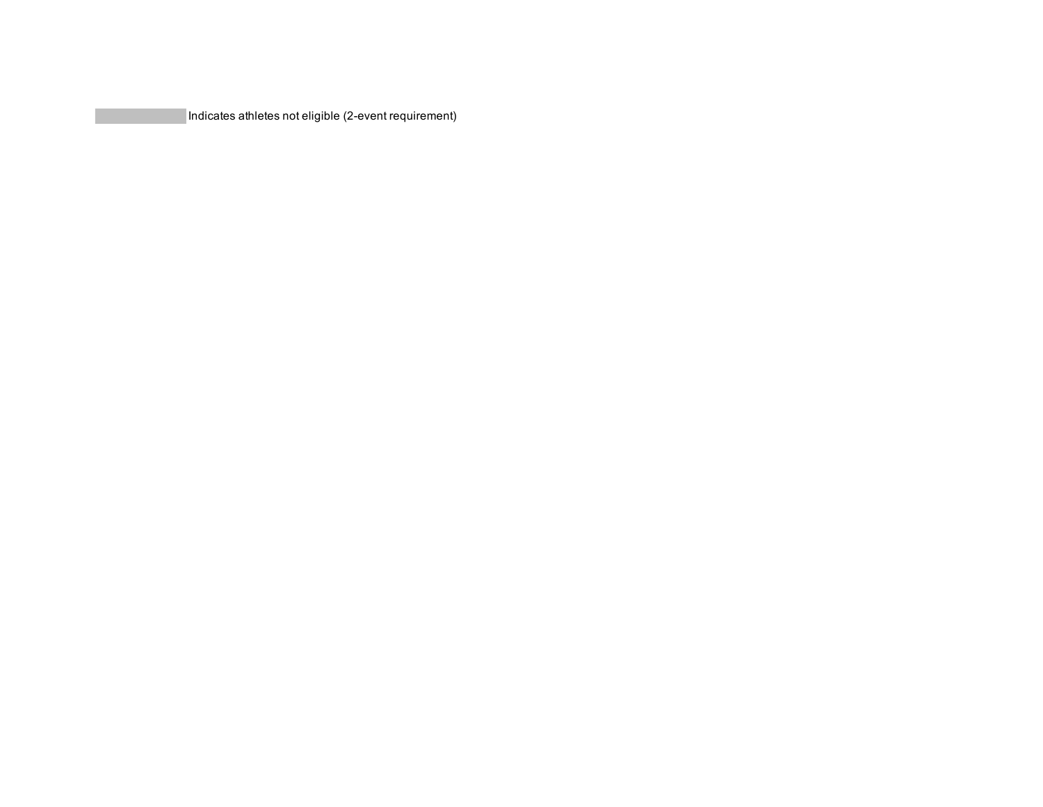Indicates athletes not eligible (2-event requirement)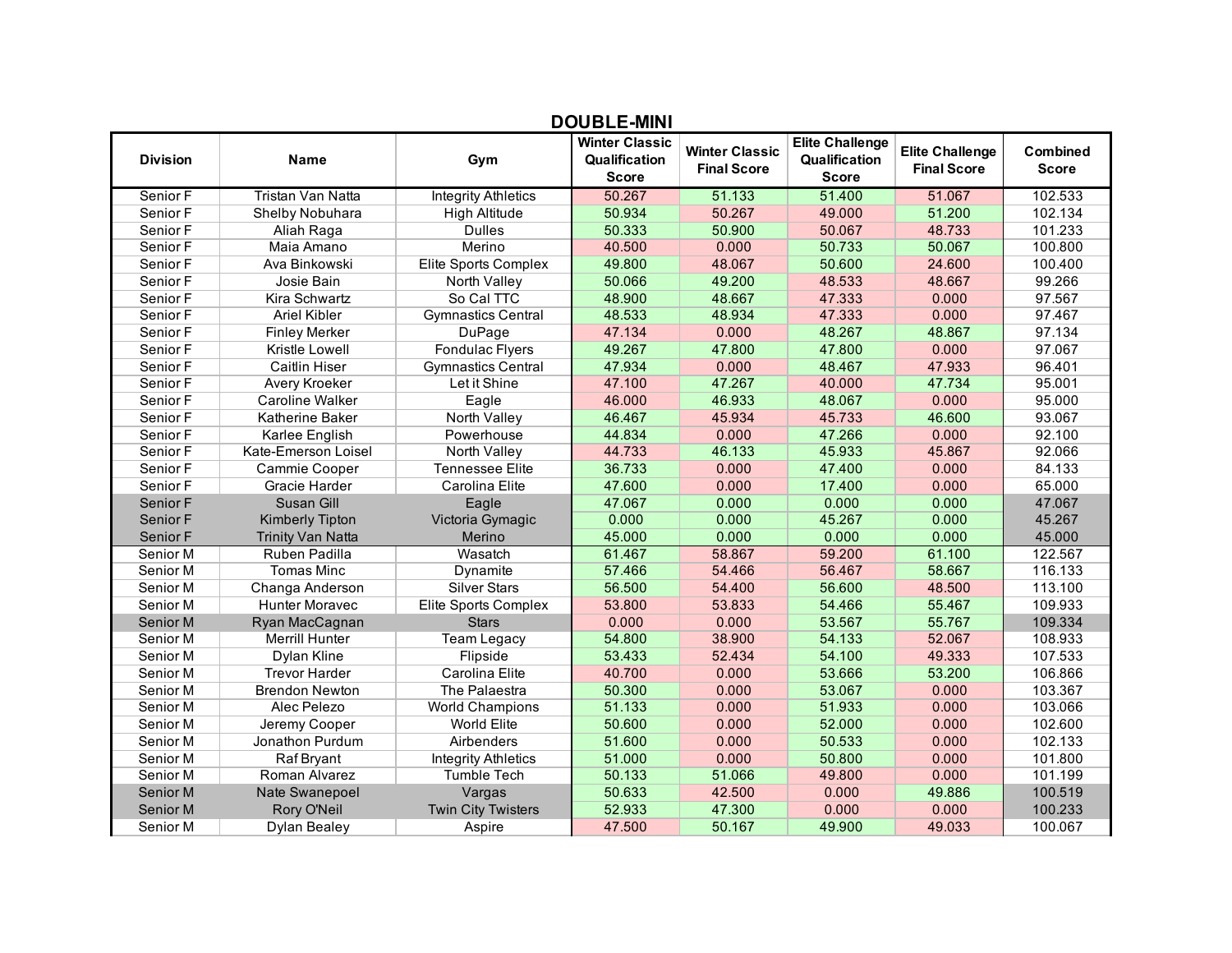# DOUBLE-MINI

| Division | Name | Gym | Winter Classic Qualification Score | Winter Classic Final Score | Elite Challenge Qualification Score | Elite Challenge Final Score | Combined Score |
|---|---|---|---|---|---|---|---|
| Senior F | Tristan Van Natta | Integrity Athletics | 50.267 | 51.133 | 51.400 | 51.067 | 102.533 |
| Senior F | Shelby Nobuhara | High Altitude | 50.934 | 50.267 | 49.000 | 51.200 | 102.134 |
| Senior F | Aliah Raga | Dulles | 50.333 | 50.900 | 50.067 | 48.733 | 101.233 |
| Senior F | Maia Amano | Merino | 40.500 | 0.000 | 50.733 | 50.067 | 100.800 |
| Senior F | Ava Binkowski | Elite Sports Complex | 49.800 | 48.067 | 50.600 | 24.600 | 100.400 |
| Senior F | Josie Bain | North Valley | 50.066 | 49.200 | 48.533 | 48.667 | 99.266 |
| Senior F | Kira Schwartz | So Cal TTC | 48.900 | 48.667 | 47.333 | 0.000 | 97.567 |
| Senior F | Ariel Kibler | Gymnastics Central | 48.533 | 48.934 | 47.333 | 0.000 | 97.467 |
| Senior F | Finley Merker | DuPage | 47.134 | 0.000 | 48.267 | 48.867 | 97.134 |
| Senior F | Kristle Lowell | Fondulac Flyers | 49.267 | 47.800 | 47.800 | 0.000 | 97.067 |
| Senior F | Caitlin Hiser | Gymnastics Central | 47.934 | 0.000 | 48.467 | 47.933 | 96.401 |
| Senior F | Avery Kroeker | Let it Shine | 47.100 | 47.267 | 40.000 | 47.734 | 95.001 |
| Senior F | Caroline Walker | Eagle | 46.000 | 46.933 | 48.067 | 0.000 | 95.000 |
| Senior F | Katherine Baker | North Valley | 46.467 | 45.934 | 45.733 | 46.600 | 93.067 |
| Senior F | Karlee English | Powerhouse | 44.834 | 0.000 | 47.266 | 0.000 | 92.100 |
| Senior F | Kate-Emerson Loisel | North Valley | 44.733 | 46.133 | 45.933 | 45.867 | 92.066 |
| Senior F | Cammie Cooper | Tennessee Elite | 36.733 | 0.000 | 47.400 | 0.000 | 84.133 |
| Senior F | Gracie Harder | Carolina Elite | 47.600 | 0.000 | 17.400 | 0.000 | 65.000 |
| Senior F | Susan Gill | Eagle | 47.067 | 0.000 | 0.000 | 0.000 | 47.067 |
| Senior F | Kimberly Tipton | Victoria Gymagic | 0.000 | 0.000 | 45.267 | 0.000 | 45.267 |
| Senior F | Trinity Van Natta | Merino | 45.000 | 0.000 | 0.000 | 0.000 | 45.000 |
| Senior M | Ruben Padilla | Wasatch | 61.467 | 58.867 | 59.200 | 61.100 | 122.567 |
| Senior M | Tomas Minc | Dynamite | 57.466 | 54.466 | 56.467 | 58.667 | 116.133 |
| Senior M | Changa Anderson | Silver Stars | 56.500 | 54.400 | 56.600 | 48.500 | 113.100 |
| Senior M | Hunter Moravec | Elite Sports Complex | 53.800 | 53.833 | 54.466 | 55.467 | 109.933 |
| Senior M | Ryan MacCagnan | Stars | 0.000 | 0.000 | 53.567 | 55.767 | 109.334 |
| Senior M | Merrill Hunter | Team Legacy | 54.800 | 38.900 | 54.133 | 52.067 | 108.933 |
| Senior M | Dylan Kline | Flipside | 53.433 | 52.434 | 54.100 | 49.333 | 107.533 |
| Senior M | Trevor Harder | Carolina Elite | 40.700 | 0.000 | 53.666 | 53.200 | 106.866 |
| Senior M | Brendon Newton | The Palaestra | 50.300 | 0.000 | 53.067 | 0.000 | 103.367 |
| Senior M | Alec Pelezo | World Champions | 51.133 | 0.000 | 51.933 | 0.000 | 103.066 |
| Senior M | Jeremy Cooper | World Elite | 50.600 | 0.000 | 52.000 | 0.000 | 102.600 |
| Senior M | Jonathon Purdum | Airbenders | 51.600 | 0.000 | 50.533 | 0.000 | 102.133 |
| Senior M | Raf Bryant | Integrity Athletics | 51.000 | 0.000 | 50.800 | 0.000 | 101.800 |
| Senior M | Roman Alvarez | Tumble Tech | 50.133 | 51.066 | 49.800 | 0.000 | 101.199 |
| Senior M | Nate Swanepoel | Vargas | 50.633 | 42.500 | 0.000 | 49.886 | 100.519 |
| Senior M | Rory O'Neil | Twin City Twisters | 52.933 | 47.300 | 0.000 | 0.000 | 100.233 |
| Senior M | Dylan Bealey | Aspire | 47.500 | 50.167 | 49.900 | 49.033 | 100.067 |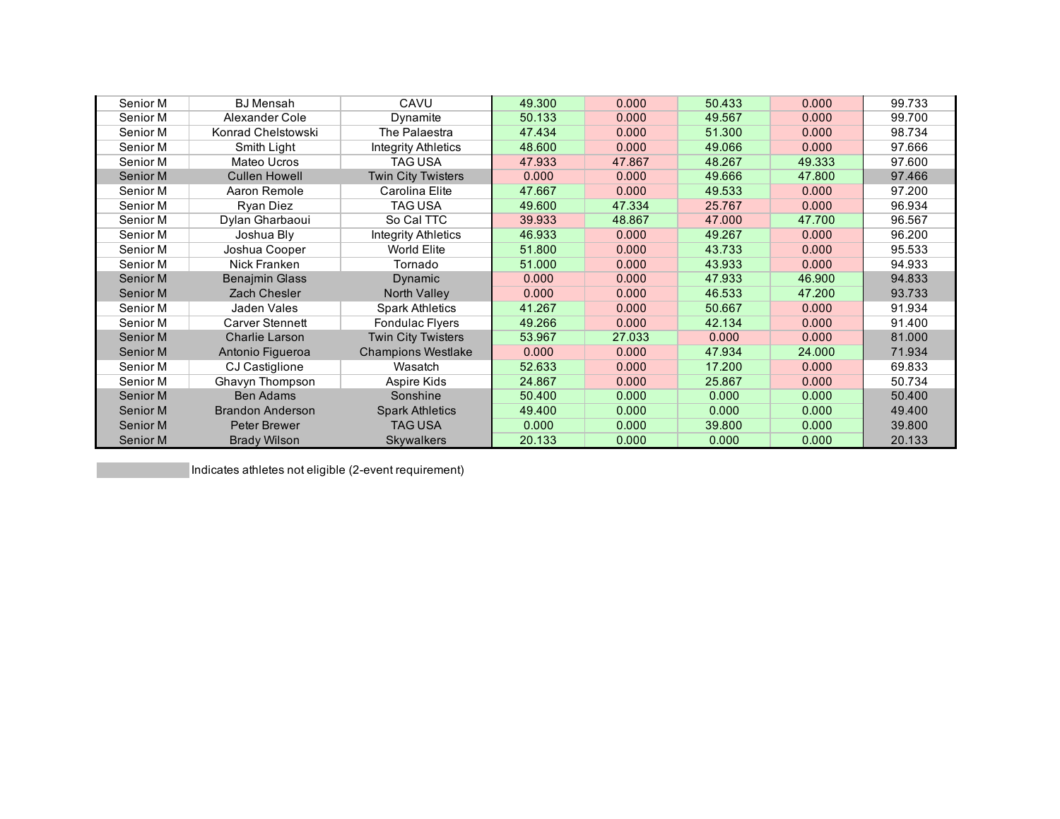| | | | | | | | |
|---|---|---|---|---|---|---|---|
| Senior M | BJ Mensah | CAVU | 49.300 | 0.000 | 50.433 | 0.000 | 99.733 |
| Senior M | Alexander Cole | Dynamite | 50.133 | 0.000 | 49.567 | 0.000 | 99.700 |
| Senior M | Konrad Chelstowski | The Palaestra | 47.434 | 0.000 | 51.300 | 0.000 | 98.734 |
| Senior M | Smith Light | Integrity Athletics | 48.600 | 0.000 | 49.066 | 0.000 | 97.666 |
| Senior M | Mateo Ucros | TAG USA | 47.933 | 47.867 | 48.267 | 49.333 | 97.600 |
| Senior M | Cullen Howell | Twin City Twisters | 0.000 | 0.000 | 49.666 | 47.800 | 97.466 |
| Senior M | Aaron Remole | Carolina Elite | 47.667 | 0.000 | 49.533 | 0.000 | 97.200 |
| Senior M | Ryan Diez | TAG USA | 49.600 | 47.334 | 25.767 | 0.000 | 96.934 |
| Senior M | Dylan Gharbaoui | So Cal TTC | 39.933 | 48.867 | 47.000 | 47.700 | 96.567 |
| Senior M | Joshua Bly | Integrity Athletics | 46.933 | 0.000 | 49.267 | 0.000 | 96.200 |
| Senior M | Joshua Cooper | World Elite | 51.800 | 0.000 | 43.733 | 0.000 | 95.533 |
| Senior M | Nick Franken | Tornado | 51.000 | 0.000 | 43.933 | 0.000 | 94.933 |
| Senior M | Benajmin Glass | Dynamic | 0.000 | 0.000 | 47.933 | 46.900 | 94.833 |
| Senior M | Zach Chesler | North Valley | 0.000 | 0.000 | 46.533 | 47.200 | 93.733 |
| Senior M | Jaden Vales | Spark Athletics | 41.267 | 0.000 | 50.667 | 0.000 | 91.934 |
| Senior M | Carver Stennett | Fondulac Flyers | 49.266 | 0.000 | 42.134 | 0.000 | 91.400 |
| Senior M | Charlie Larson | Twin City Twisters | 53.967 | 27.033 | 0.000 | 0.000 | 81.000 |
| Senior M | Antonio Figueroa | Champions Westlake | 0.000 | 0.000 | 47.934 | 24.000 | 71.934 |
| Senior M | CJ Castiglione | Wasatch | 52.633 | 0.000 | 17.200 | 0.000 | 69.833 |
| Senior M | Ghavyn Thompson | Aspire Kids | 24.867 | 0.000 | 25.867 | 0.000 | 50.734 |
| Senior M | Ben Adams | Sonshine | 50.400 | 0.000 | 0.000 | 0.000 | 50.400 |
| Senior M | Brandon Anderson | Spark Athletics | 49.400 | 0.000 | 0.000 | 0.000 | 49.400 |
| Senior M | Peter Brewer | TAG USA | 0.000 | 0.000 | 39.800 | 0.000 | 39.800 |
| Senior M | Brady Wilson | Skywalkers | 20.133 | 0.000 | 0.000 | 0.000 | 20.133 |

Indicates athletes not eligible (2-event requirement)